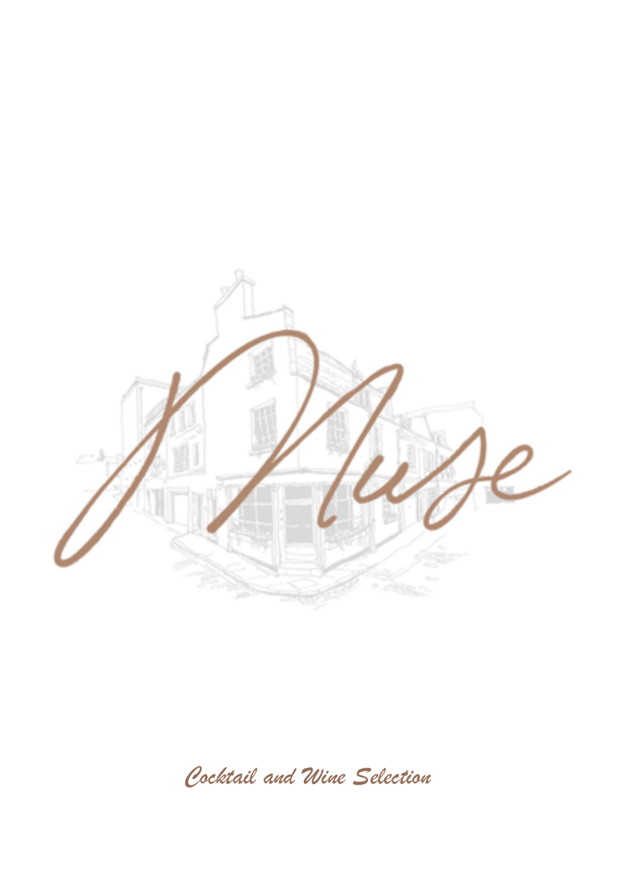# Muse

*Cocktail and Wine Selection*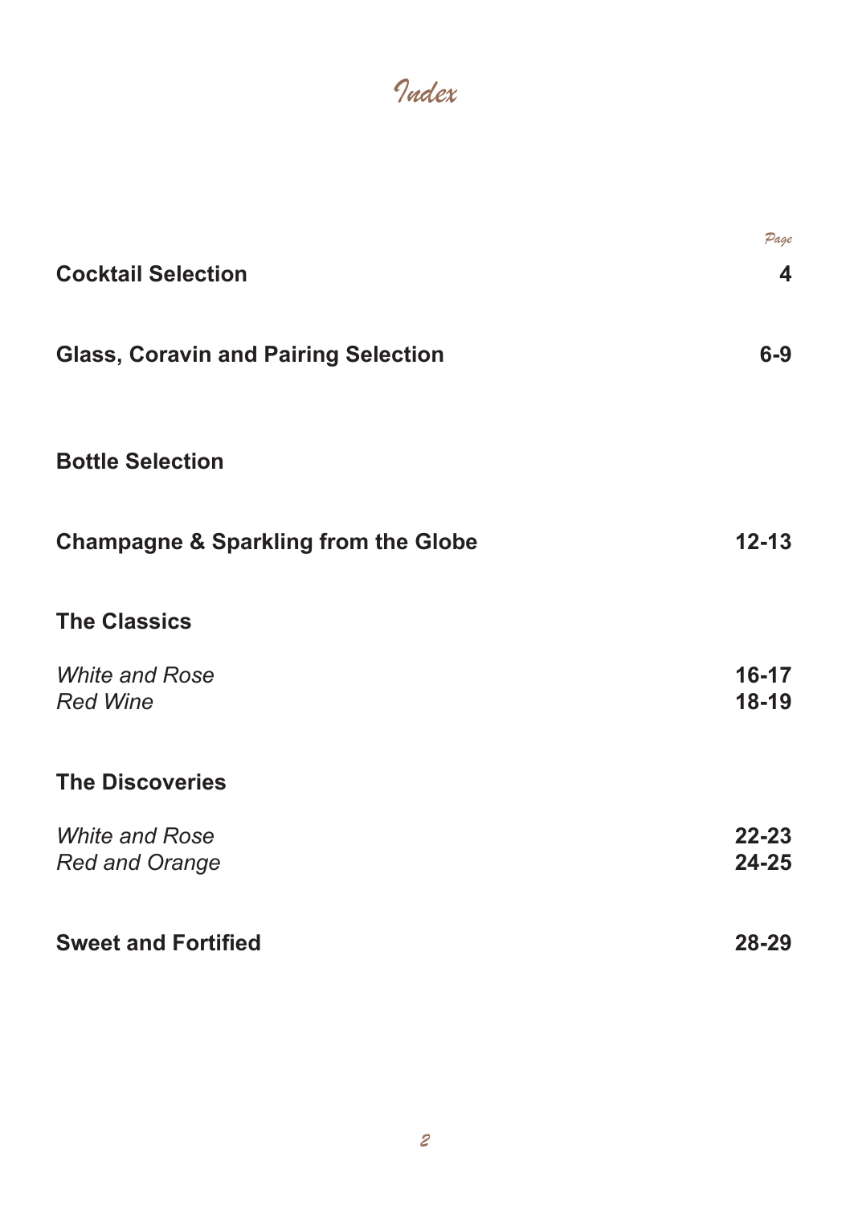# Index

| | Page |
|---|---|
| **Cocktail Selection** | **4** |
| **Glass, Coravin and Pairing Selection** | **6-9** |
| **Bottle Selection** | |
| **Champagne & Sparkling from the Globe** | **12-13** |
| **The Classics** | |
| *White and Rose* | **16-17** |
| *Red Wine* | **18-19** |
| **The Discoveries** | |
| *White and Rose* | **22-23** |
| *Red and Orange* | **24-25** |
| **Sweet and Fortified** | **28-29** |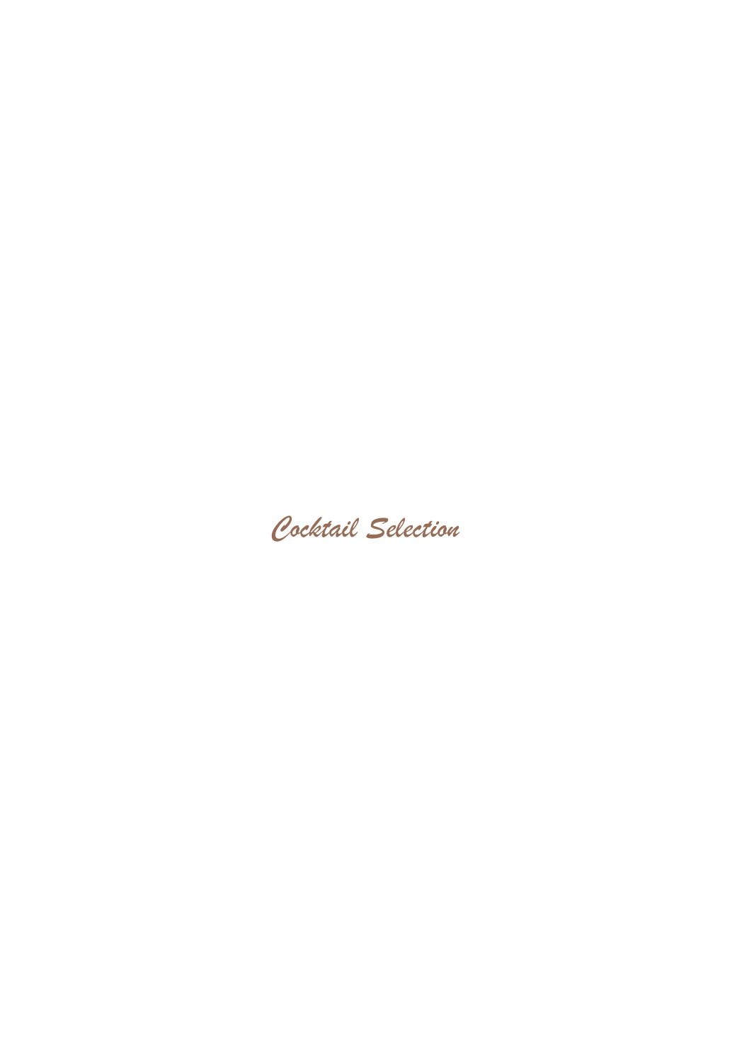# *Cocktail Selection*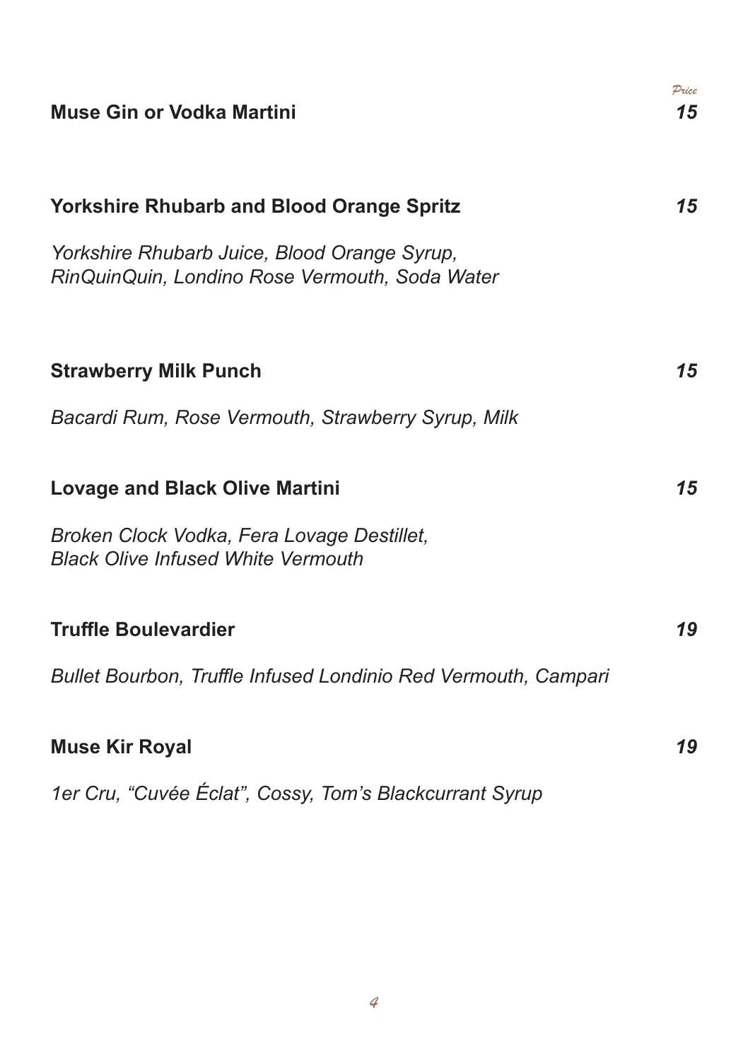| | *Price* |
|---|---|
| **Muse Gin or Vodka Martini** | ***15*** |
| **Yorkshire Rhubarb and Blood Orange Spritz** | ***15*** |
| *Yorkshire Rhubarb Juice, Blood Orange Syrup, RinQuinQuin, Londino Rose Vermouth, Soda Water* | |
| **Strawberry Milk Punch** | ***15*** |
| *Bacardi Rum, Rose Vermouth, Strawberry Syrup, Milk* | |
| **Lovage and Black Olive Martini** | ***15*** |
| *Broken Clock Vodka, Fera Lovage Destillet, Black Olive Infused White Vermouth* | |
| **Truffle Boulevardier** | ***19*** |
| *Bullet Bourbon, Truffle Infused Londinio Red Vermouth, Campari* | |
| **Muse Kir Royal** | ***19*** |
| *1er Cru, "Cuvée Éclat", Cossy, Tom's Blackcurrant Syrup* | |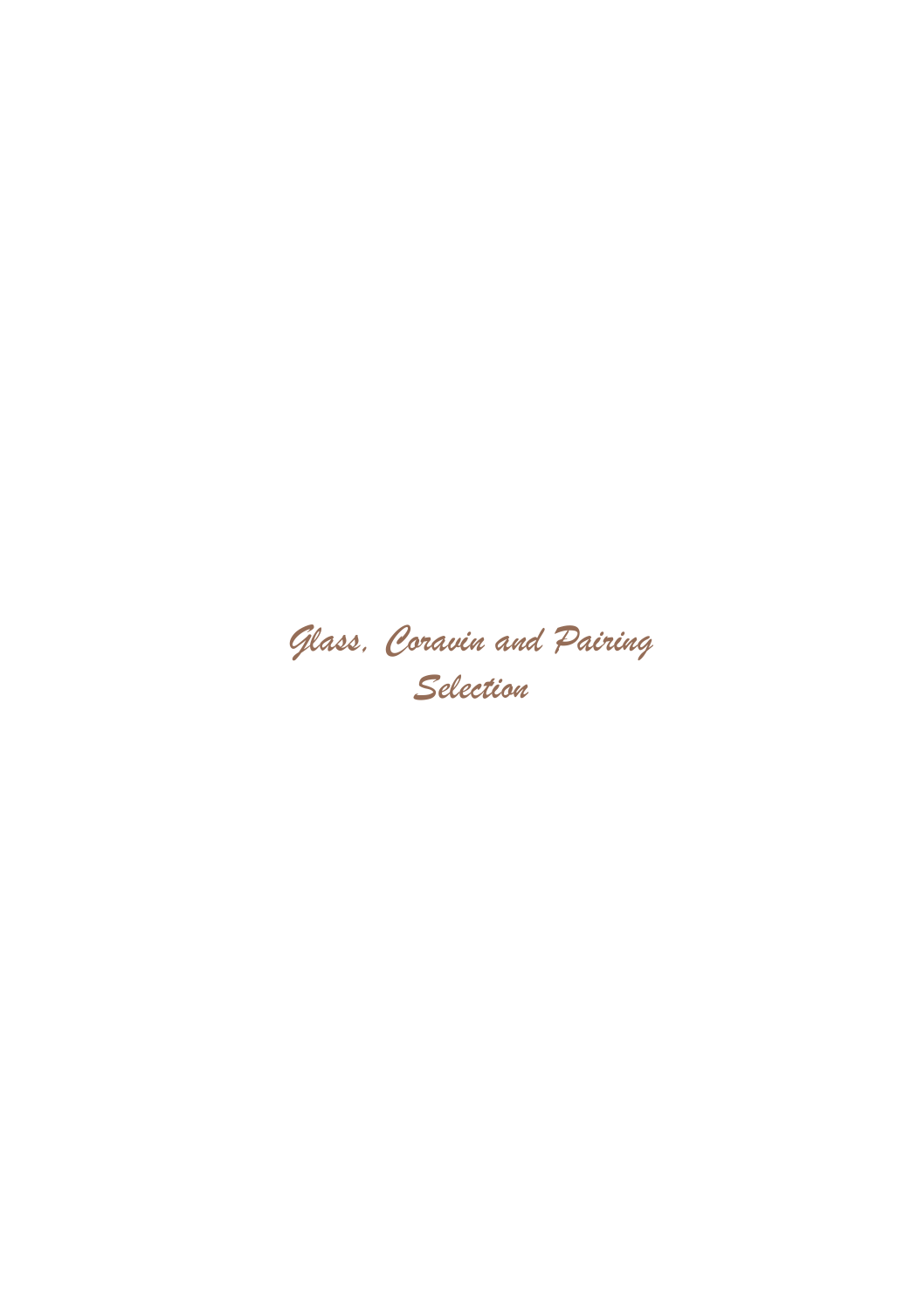# *Glass, Coravin and Pairing Selection*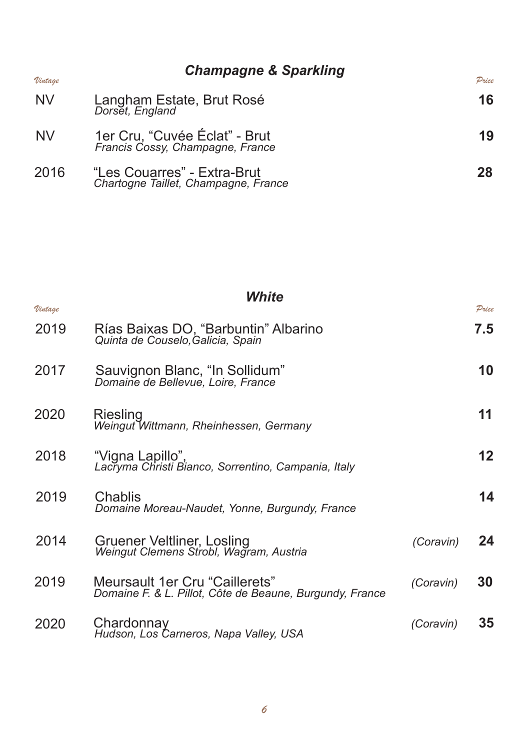## *Champagne & Sparkling*

| *Vintage* | | | *Price* |
|---|---|---|---|
| NV | Langham Estate, Brut Rosé<br>*Dorset, England* | | **16** |
| NV | 1er Cru, "Cuvée Éclat" - Brut<br>*Francis Cossy, Champagne, France* | | **19** |
| 2016 | "Les Couarres" - Extra-Brut<br>*Chartogne Taillet, Champagne, France* | | **28** |

## *White*

| *Vintage* | | | *Price* |
|---|---|---|---|
| 2019 | Rías Baixas DO, "Barbuntin" Albarino<br>*Quinta de Couselo,Galicia, Spain* | | **7.5** |
| 2017 | Sauvignon Blanc, "In Sollidum"<br>*Domaine de Bellevue, Loire, France* | | **10** |
| 2020 | Riesling<br>*Weingut Wittmann, Rheinhessen, Germany* | | **11** |
| 2018 | "Vigna Lapillo",<br>*Lacryma Christi Bianco, Sorrentino, Campania, Italy* | | **12** |
| 2019 | Chablis<br>*Domaine Moreau-Naudet, Yonne, Burgundy, France* | | **14** |
| 2014 | Gruener Veltliner, Losling<br>*Weingut Clemens Strobl, Wagram, Austria* | *(Coravin)* | **24** |
| 2019 | Meursault 1er Cru "Caillerets"<br>*Domaine F. & L. Pillot, Côte de Beaune, Burgundy, France* | *(Coravin)* | **30** |
| 2020 | Chardonnay<br>*Hudson, Los Carneros, Napa Valley, USA* | *(Coravin)* | **35** |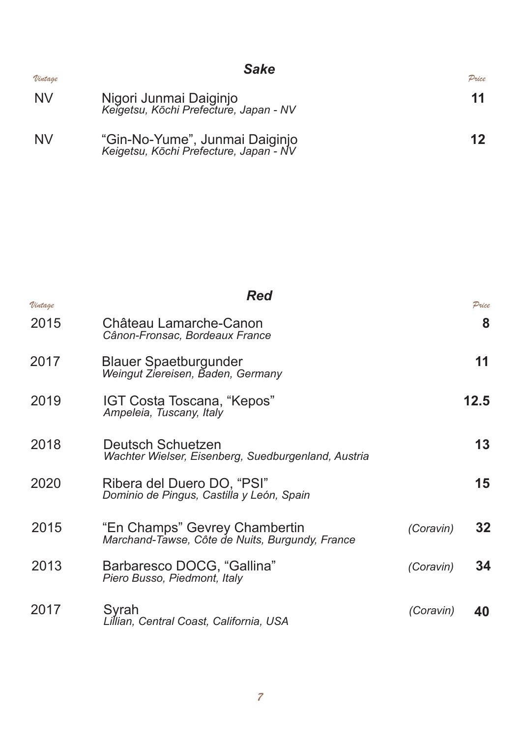## Sake

| Vintage | | Price |
|---|---|---|
| NV | Nigori Junmai Daiginjo<br>*Keigetsu, Kōchi Prefecture, Japan - NV* | **11** |
| NV | "Gin-No-Yume", Junmai Daiginjo<br>*Keigetsu, Kōchi Prefecture, Japan - NV* | **12** |

## Red

| Vintage | | | Price |
|---|---|---|---|
| 2015 | Château Lamarche-Canon<br>*Cânon-Fronsac, Bordeaux France* | | **8** |
| 2017 | Blauer Spaetburgunder<br>*Weingut Ziereisen, Baden, Germany* | | **11** |
| 2019 | IGT Costa Toscana, "Kepos"<br>*Ampeleia, Tuscany, Italy* | | **12.5** |
| 2018 | Deutsch Schuetzen<br>*Wachter Wielser, Eisenberg, Suedburgenland, Austria* | | **13** |
| 2020 | Ribera del Duero DO, "PSI"<br>*Dominio de Pingus, Castilla y León, Spain* | | **15** |
| 2015 | "En Champs" Gevrey Chambertin<br>*Marchand-Tawse, Côte de Nuits, Burgundy, France* | *(Coravin)* | **32** |
| 2013 | Barbaresco DOCG, "Gallina"<br>*Piero Busso, Piedmont, Italy* | *(Coravin)* | **34** |
| 2017 | Syrah<br>*Lillian, Central Coast, California, USA* | *(Coravin)* | **40** |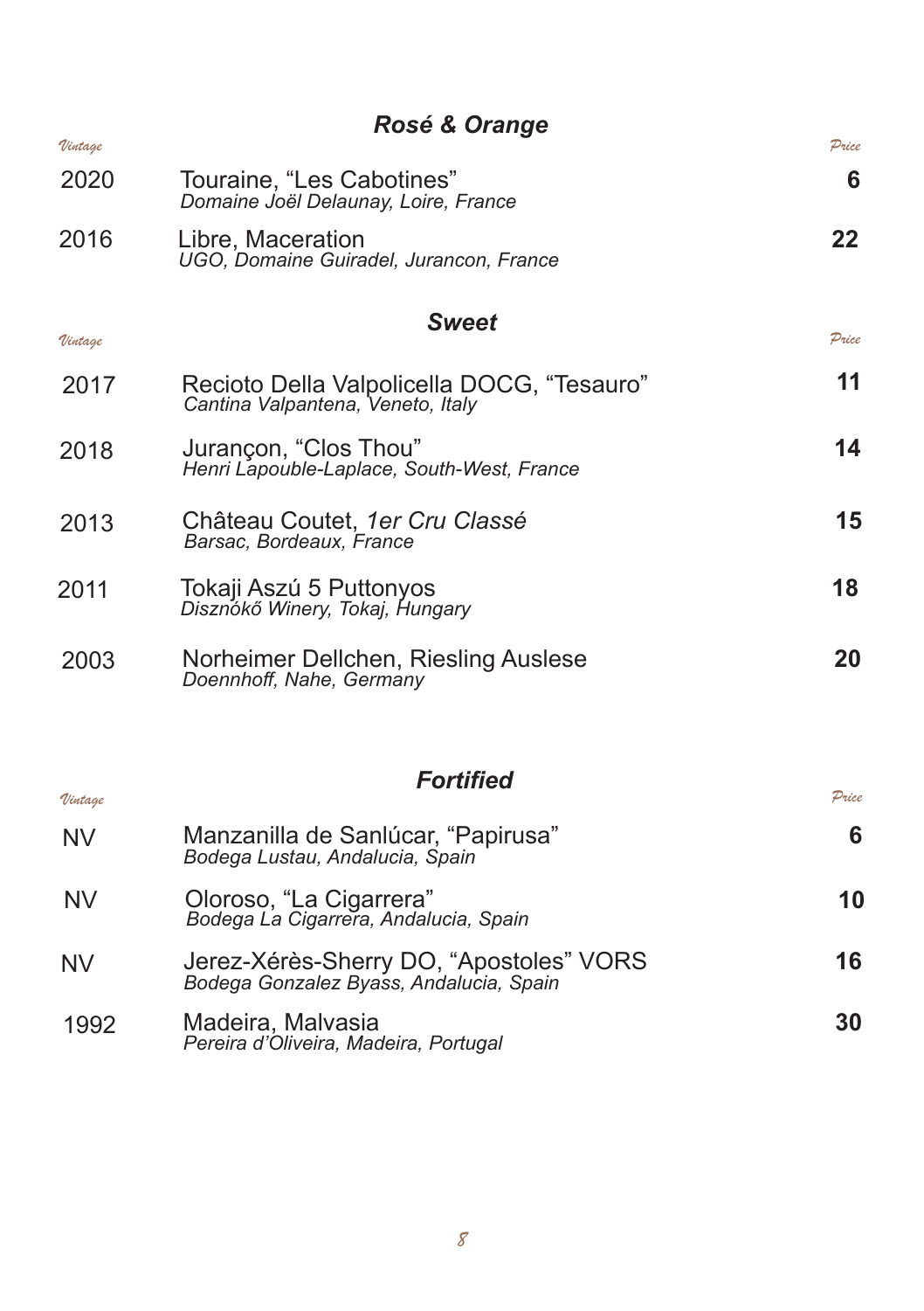## *Rosé & Orange*

| Vintage | | Price |
|---|---|---|
| 2020 | Touraine, “Les Cabotines”<br>*Domaine Joël Delaunay, Loire, France* | **6** |
| 2016 | Libre, Maceration<br>*UGO, Domaine Guiradel, Jurancon, France* | **22** |

## *Sweet*

| Vintage | | Price |
|---|---|---|
| 2017 | Recioto Della Valpolicella DOCG, “Tesauro”<br>*Cantina Valpantena, Veneto, Italy* | **11** |
| 2018 | Jurançon, “Clos Thou”<br>*Henri Lapouble-Laplace, South-West, France* | **14** |
| 2013 | Château Coutet, *1er Cru Classé*<br>*Barsac, Bordeaux, France* | **15** |
| 2011 | Tokaji Aszú 5 Puttonyos<br>*Disznókő Winery, Tokaj, Hungary* | **18** |
| 2003 | Norheimer Dellchen, Riesling Auslese<br>*Doennhoff, Nahe, Germany* | **20** |

## *Fortified*

| Vintage | | Price |
|---|---|---|
| NV | Manzanilla de Sanlúcar, “Papirusa”<br>*Bodega Lustau, Andalucia, Spain* | **6** |
| NV | Oloroso, “La Cigarrera”<br>*Bodega La Cigarrera, Andalucia, Spain* | **10** |
| NV | Jerez-Xérès-Sherry DO, “Apostoles” VORS<br>*Bodega Gonzalez Byass, Andalucia, Spain* | **16** |
| 1992 | Madeira, Malvasia<br>*Pereira d’Oliveira, Madeira, Portugal* | **30** |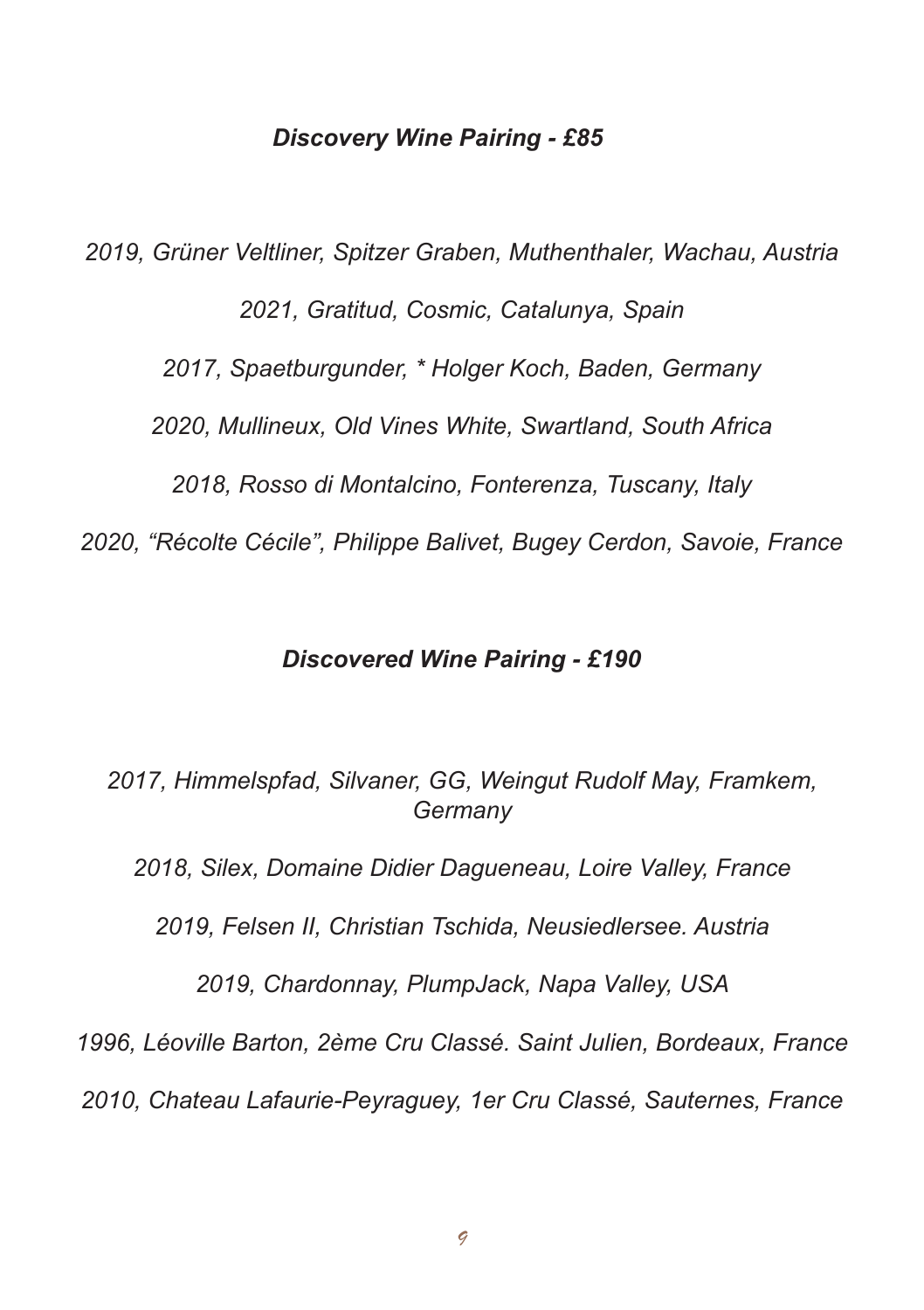## *Discovery Wine Pairing - £85*

*2019, Grüner Veltliner, Spitzer Graben, Muthenthaler, Wachau, Austria*

*2021, Gratitud, Cosmic, Catalunya, Spain*

*2017, Spaetburgunder, * Holger Koch, Baden, Germany*

*2020, Mullineux, Old Vines White, Swartland, South Africa*

*2018, Rosso di Montalcino, Fonterenza, Tuscany, Italy*

*2020, "Récolte Cécile", Philippe Balivet, Bugey Cerdon, Savoie, France*

## *Discovered Wine Pairing - £190*

*2017, Himmelspfad, Silvaner, GG, Weingut Rudolf May, Framkem, Germany*

*2018, Silex, Domaine Didier Dagueneau, Loire Valley, France*

*2019, Felsen II, Christian Tschida, Neusiedlersee. Austria*

*2019, Chardonnay, PlumpJack, Napa Valley, USA*

*1996, Léoville Barton, 2ème Cru Classé. Saint Julien, Bordeaux, France*

*2010, Chateau Lafaurie-Peyraguey, 1er Cru Classé, Sauternes, France*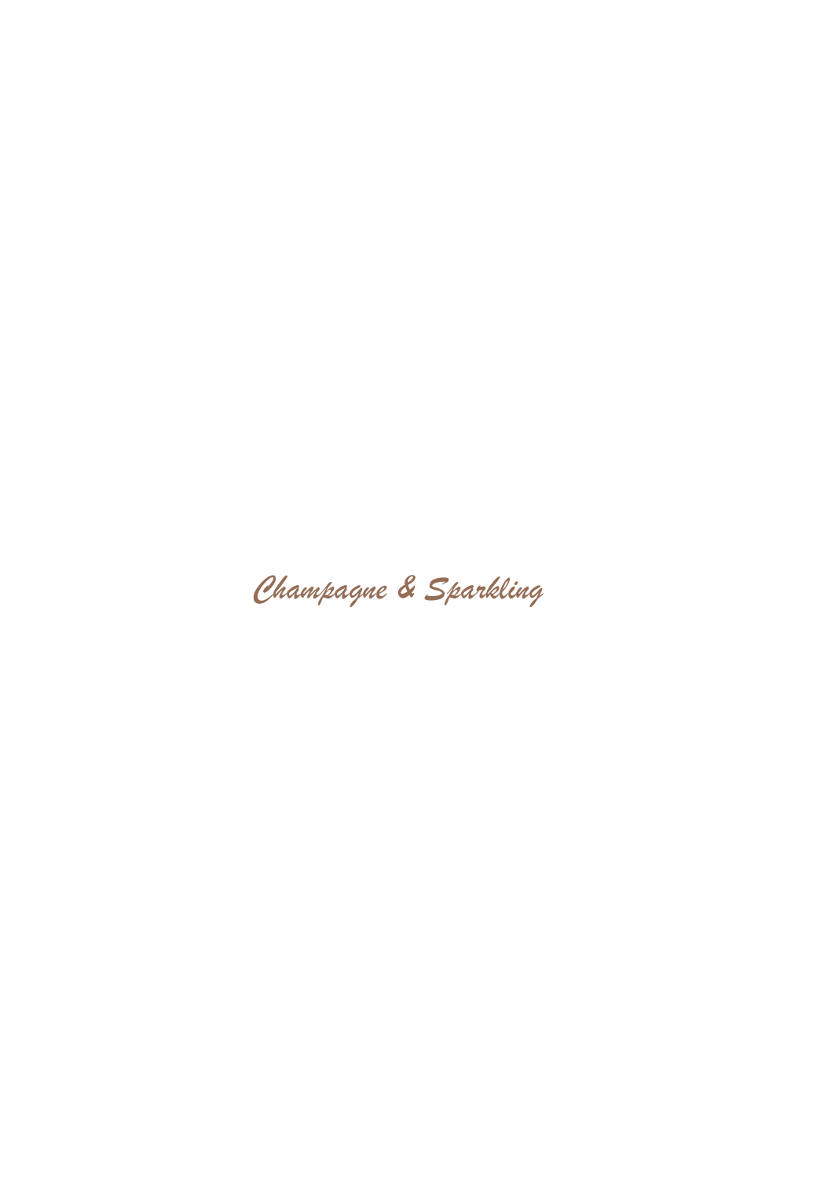# *Champagne & Sparkling*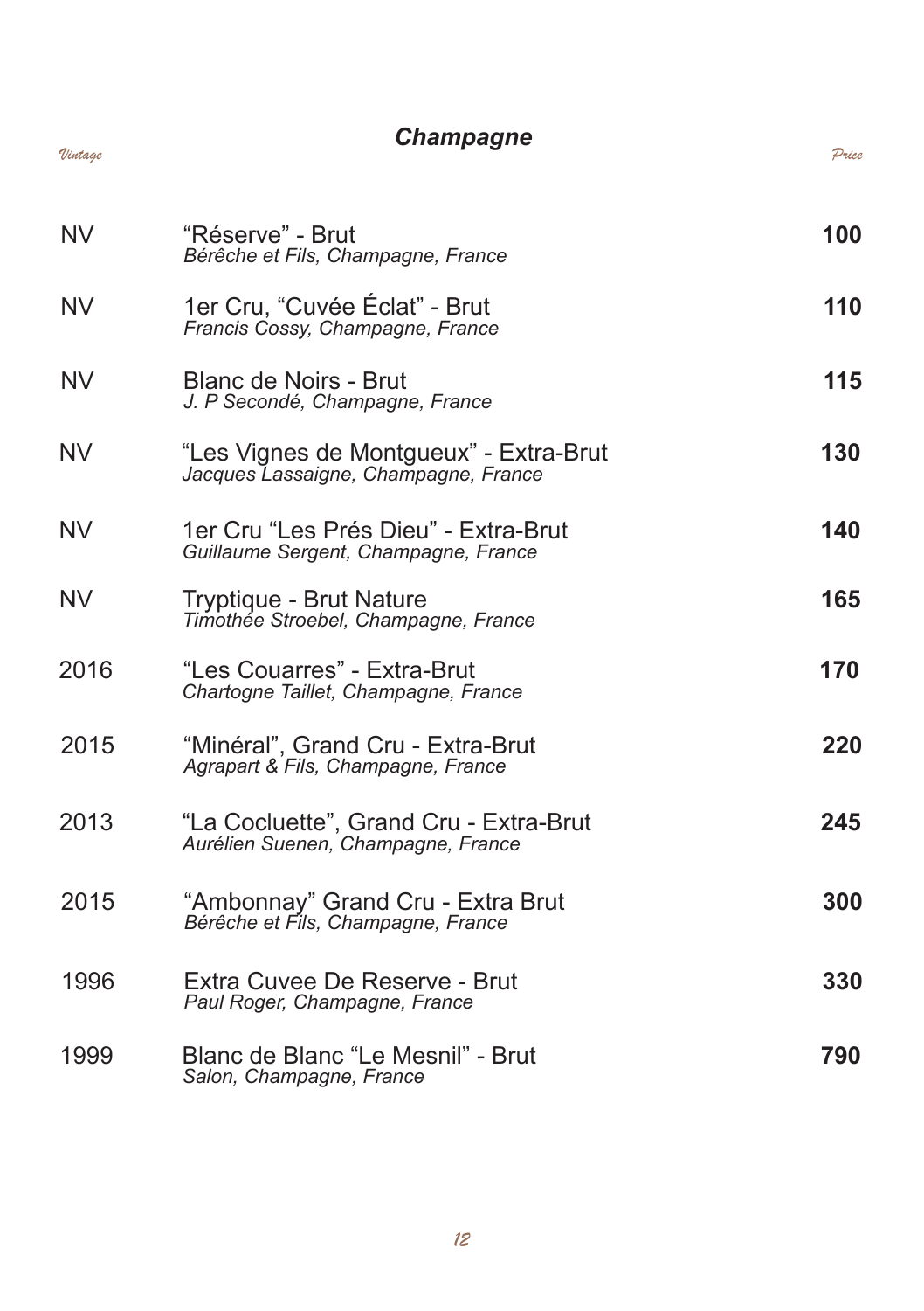## *Champagne*

| *Vintage* | | *Price* |
|---|---|---|
| NV | "Réserve" - Brut<br>*Bérêche et Fils, Champagne, France* | **100** |
| NV | 1er Cru, "Cuvée Éclat" - Brut<br>*Francis Cossy, Champagne, France* | **110** |
| NV | Blanc de Noirs - Brut<br>*J. P Secondé, Champagne, France* | **115** |
| NV | "Les Vignes de Montgueux" - Extra-Brut<br>*Jacques Lassaigne, Champagne, France* | **130** |
| NV | 1er Cru "Les Prés Dieu" - Extra-Brut<br>*Guillaume Sergent, Champagne, France* | **140** |
| NV | Tryptique - Brut Nature<br>*Timothée Stroebel, Champagne, France* | **165** |
| 2016 | "Les Couarres" - Extra-Brut<br>*Chartogne Taillet, Champagne, France* | **170** |
| 2015 | "Minéral", Grand Cru - Extra-Brut<br>*Agrapart & Fils, Champagne, France* | **220** |
| 2013 | "La Cocluette", Grand Cru - Extra-Brut<br>*Aurélien Suenen, Champagne, France* | **245** |
| 2015 | "Ambonnay" Grand Cru - Extra Brut<br>*Bérêche et Fils, Champagne, France* | **300** |
| 1996 | Extra Cuvee De Reserve - Brut<br>*Paul Roger, Champagne, France* | **330** |
| 1999 | Blanc de Blanc "Le Mesnil" - Brut<br>*Salon, Champagne, France* | **790** |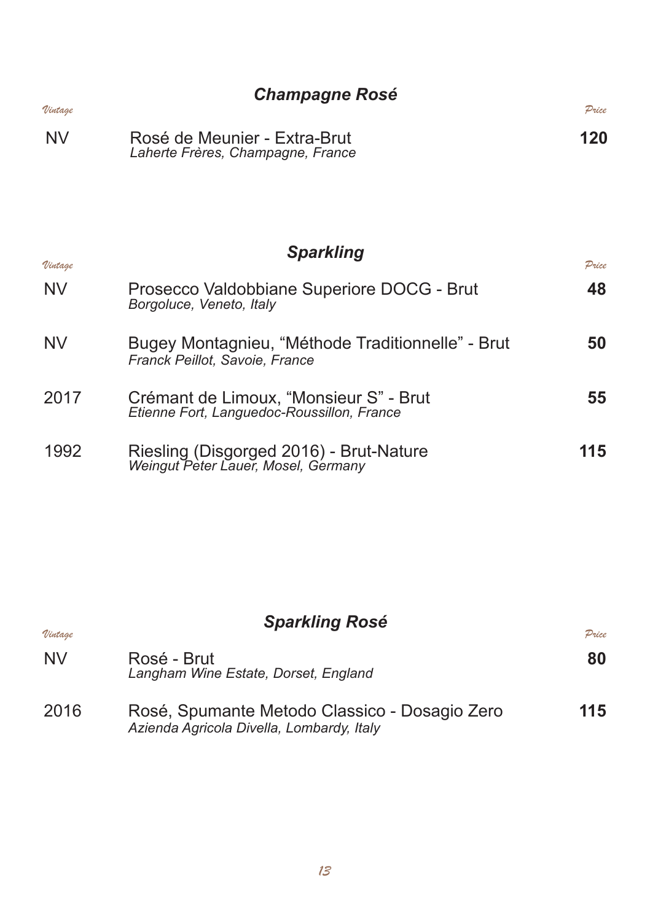## *Champagne Rosé*

| Vintage | | Price |
|---|---|---|
| NV | Rosé de Meunier - Extra-Brut<br>*Laherte Frères, Champagne, France* | **120** |

## *Sparkling*

| Vintage | | Price |
|---|---|---|
| NV | Prosecco Valdobbiane Superiore DOCG - Brut<br>*Borgoluce, Veneto, Italy* | **48** |
| NV | Bugey Montagnieu, “Méthode Traditionnelle” - Brut<br>*Franck Peillot, Savoie, France* | **50** |
| 2017 | Crémant de Limoux, “Monsieur S” - Brut<br>*Etienne Fort, Languedoc-Roussillon, France* | **55** |
| 1992 | Riesling (Disgorged 2016) - Brut-Nature<br>*Weingut Peter Lauer, Mosel, Germany* | **115** |

## *Sparkling Rosé*

| Vintage | | Price |
|---|---|---|
| NV | Rosé - Brut<br>*Langham Wine Estate, Dorset, England* | **80** |
| 2016 | Rosé, Spumante Metodo Classico - Dosagio Zero<br>*Azienda Agricola Divella, Lombardy, Italy* | **115** |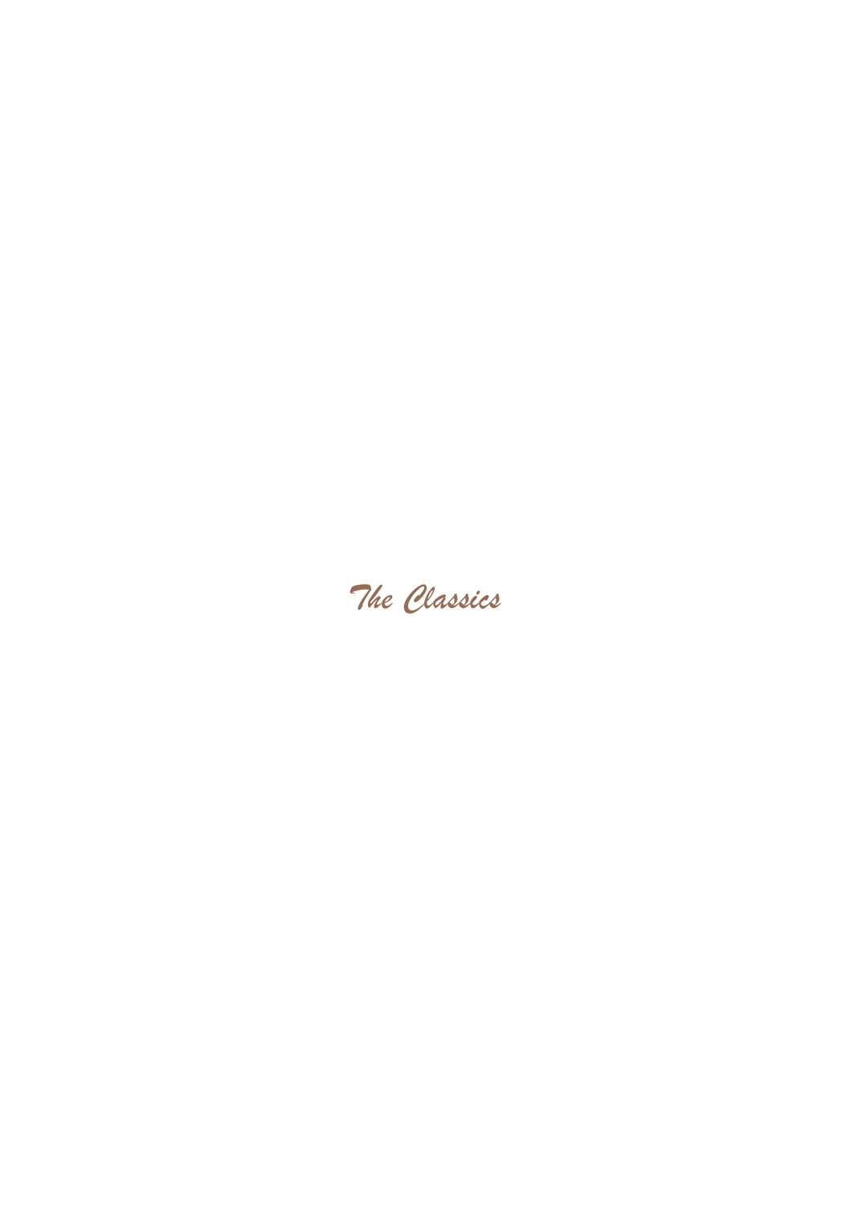# *The Classics*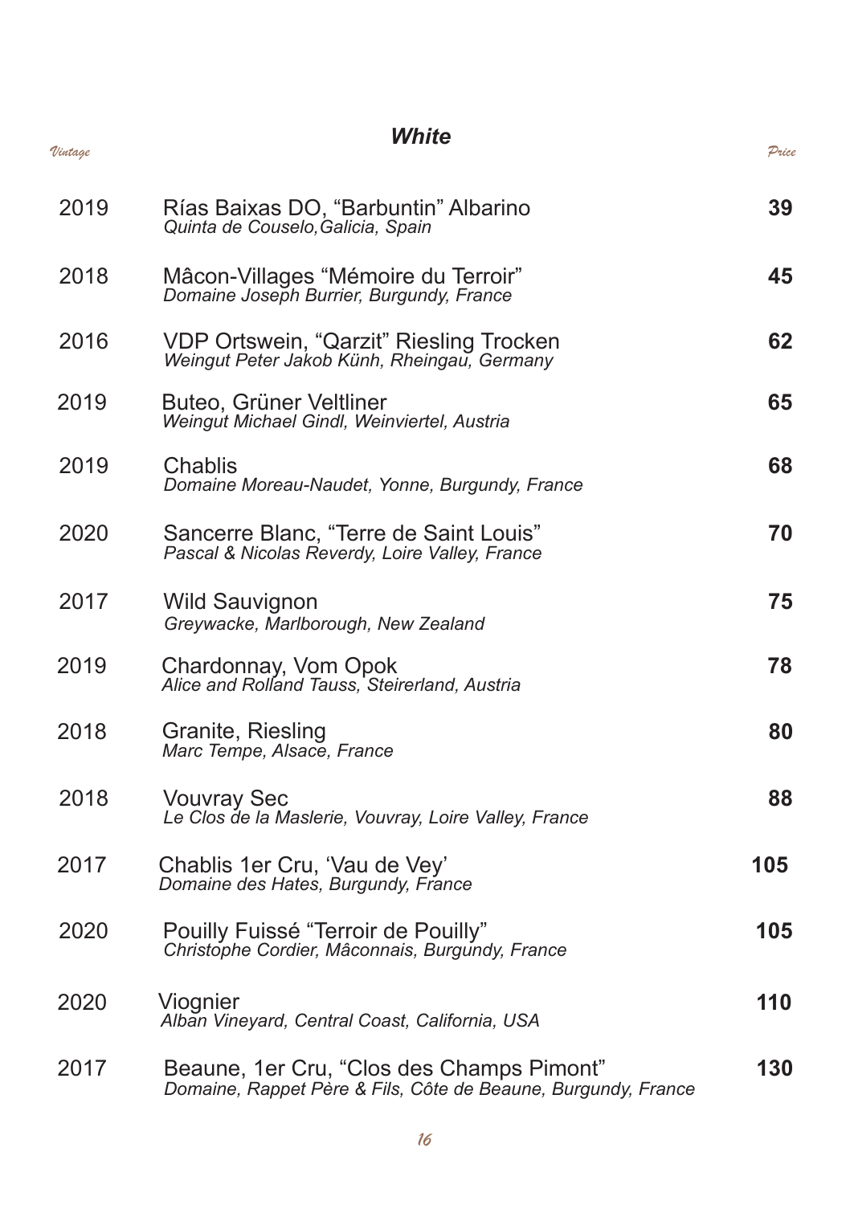## *White*

| Vintage | | Price |
|---|---|---|
| 2019 | Rías Baixas DO, "Barbuntin" Albarino<br>*Quinta de Couselo,Galicia, Spain* | **39** |
| 2018 | Mâcon-Villages "Mémoire du Terroir"<br>*Domaine Joseph Burrier, Burgundy, France* | **45** |
| 2016 | VDP Ortswein, "Qarzit" Riesling Trocken<br>*Weingut Peter Jakob Künh, Rheingau, Germany* | **62** |
| 2019 | Buteo, Grüner Veltliner<br>*Weingut Michael Gindl, Weinviertel, Austria* | **65** |
| 2019 | Chablis<br>*Domaine Moreau-Naudet, Yonne, Burgundy, France* | **68** |
| 2020 | Sancerre Blanc, "Terre de Saint Louis"<br>*Pascal & Nicolas Reverdy, Loire Valley, France* | **70** |
| 2017 | Wild Sauvignon<br>*Greywacke, Marlborough, New Zealand* | **75** |
| 2019 | Chardonnay, Vom Opok<br>*Alice and Rolland Tauss, Steirerland, Austria* | **78** |
| 2018 | Granite, Riesling<br>*Marc Tempe, Alsace, France* | **80** |
| 2018 | Vouvray Sec<br>*Le Clos de la Maslerie, Vouvray, Loire Valley, France* | **88** |
| 2017 | Chablis 1er Cru, 'Vau de Vey'<br>*Domaine des Hates, Burgundy, France* | **105** |
| 2020 | Pouilly Fuissé "Terroir de Pouilly"<br>*Christophe Cordier, Mâconnais, Burgundy, France* | **105** |
| 2020 | Viognier<br>*Alban Vineyard, Central Coast, California, USA* | **110** |
| 2017 | Beaune, 1er Cru, "Clos des Champs Pimont"<br>*Domaine, Rappet Père & Fils, Côte de Beaune, Burgundy, France* | **130** |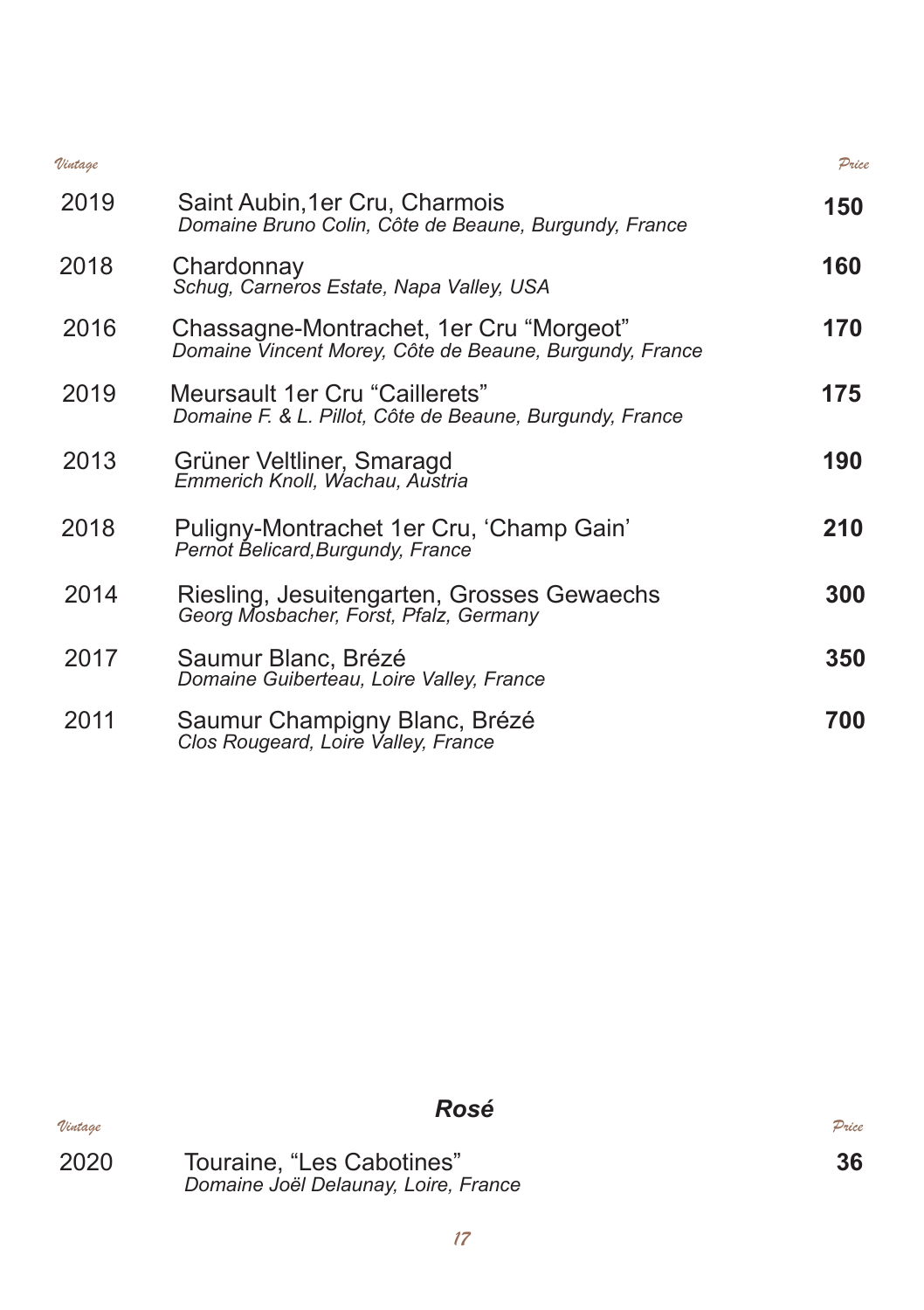| Vintage | | Price |
|---|---|---|
| 2019 | Saint Aubin,1er Cru, Charmois<br>*Domaine Bruno Colin, Côte de Beaune, Burgundy, France* | **150** |
| 2018 | Chardonnay<br>*Schug, Carneros Estate, Napa Valley, USA* | **160** |
| 2016 | Chassagne-Montrachet, 1er Cru "Morgeot"<br>*Domaine Vincent Morey, Côte de Beaune, Burgundy, France* | **170** |
| 2019 | Meursault 1er Cru "Caillerets"<br>*Domaine F. & L. Pillot, Côte de Beaune, Burgundy, France* | **175** |
| 2013 | Grüner Veltliner, Smaragd<br>*Emmerich Knoll, Wachau, Austria* | **190** |
| 2018 | Puligny-Montrachet 1er Cru, 'Champ Gain'<br>*Pernot Belicard,Burgundy, France* | **210** |
| 2014 | Riesling, Jesuitengarten, Grosses Gewaechs<br>*Georg Mosbacher, Forst, Pfalz, Germany* | **300** |
| 2017 | Saumur Blanc, Brézé<br>*Domaine Guiberteau, Loire Valley, France* | **350** |
| 2011 | Saumur Champigny Blanc, Brézé<br>*Clos Rougeard, Loire Valley, France* | **700** |

## *Rosé*

| Vintage | | Price |
|---|---|---|
| 2020 | Touraine, "Les Cabotines"<br>*Domaine Joël Delaunay, Loire, France* | **36** |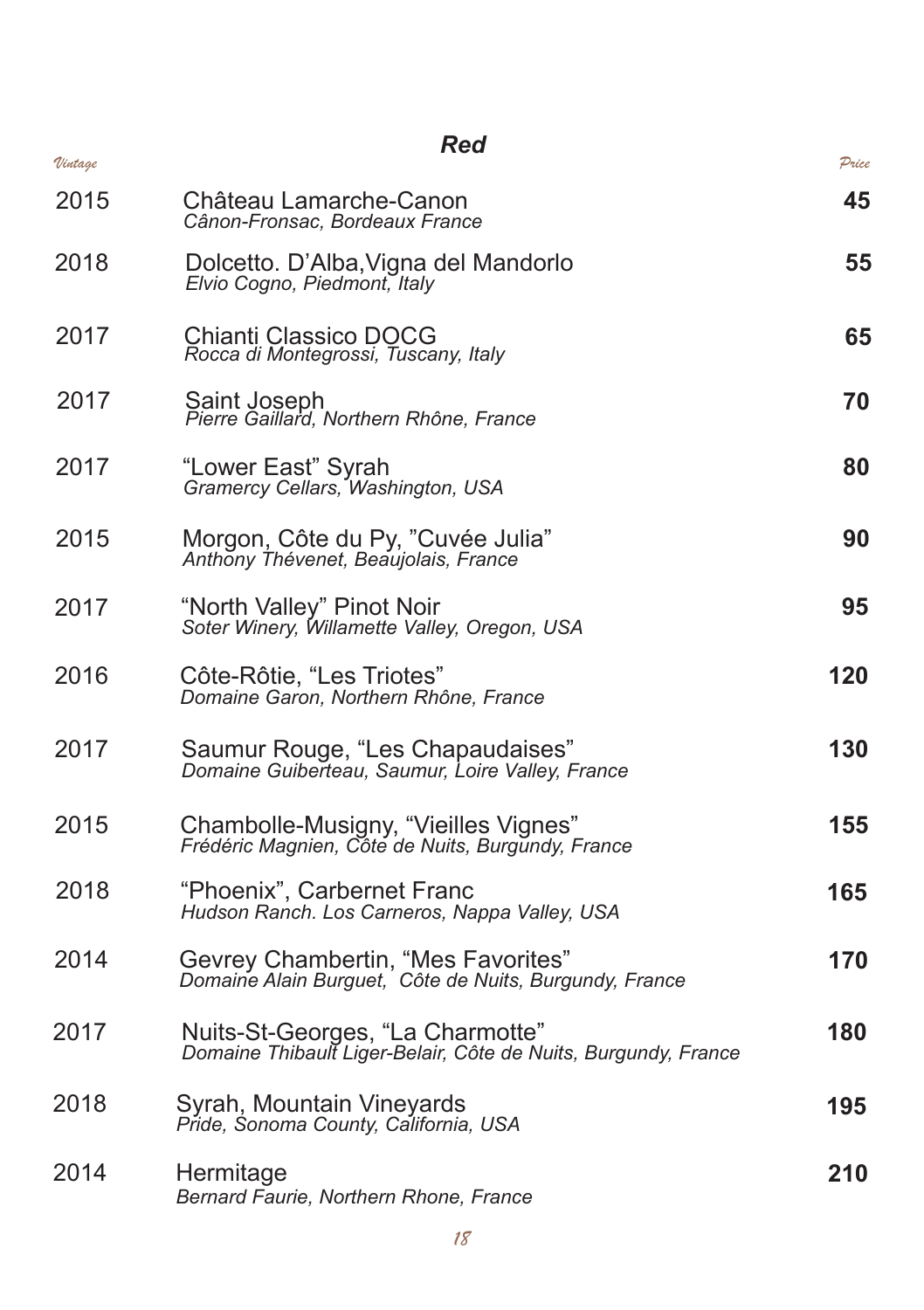## *Red*

| *Vintage* | | *Price* |
|---|---|---|
| 2015 | Château Lamarche-Canon<br>*Cânon-Fronsac, Bordeaux France* | **45** |
| 2018 | Dolcetto. D'Alba,Vigna del Mandorlo<br>*Elvio Cogno, Piedmont, Italy* | **55** |
| 2017 | Chianti Classico DOCG<br>*Rocca di Montegrossi, Tuscany, Italy* | **65** |
| 2017 | Saint Joseph<br>*Pierre Gaillard, Northern Rhône, France* | **70** |
| 2017 | "Lower East" Syrah<br>*Gramercy Cellars, Washington, USA* | **80** |
| 2015 | Morgon, Côte du Py, "Cuvée Julia"<br>*Anthony Thévenet, Beaujolais, France* | **90** |
| 2017 | "North Valley" Pinot Noir<br>*Soter Winery, Willamette Valley, Oregon, USA* | **95** |
| 2016 | Côte-Rôtie, "Les Triotes"<br>*Domaine Garon, Northern Rhône, France* | **120** |
| 2017 | Saumur Rouge, "Les Chapaudaises"<br>*Domaine Guiberteau, Saumur, Loire Valley, France* | **130** |
| 2015 | Chambolle-Musigny, "Vieilles Vignes"<br>*Frédéric Magnien, Côte de Nuits, Burgundy, France* | **155** |
| 2018 | "Phoenix", Carbernet Franc<br>*Hudson Ranch. Los Carneros, Nappa Valley, USA* | **165** |
| 2014 | Gevrey Chambertin, "Mes Favorites"<br>*Domaine Alain Burguet, Côte de Nuits, Burgundy, France* | **170** |
| 2017 | Nuits-St-Georges, "La Charmotte"<br>*Domaine Thibault Liger-Belair, Côte de Nuits, Burgundy, France* | **180** |
| 2018 | Syrah, Mountain Vineyards<br>*Pride, Sonoma County, California, USA* | **195** |
| 2014 | Hermitage<br>*Bernard Faurie, Northern Rhone, France* | **210** |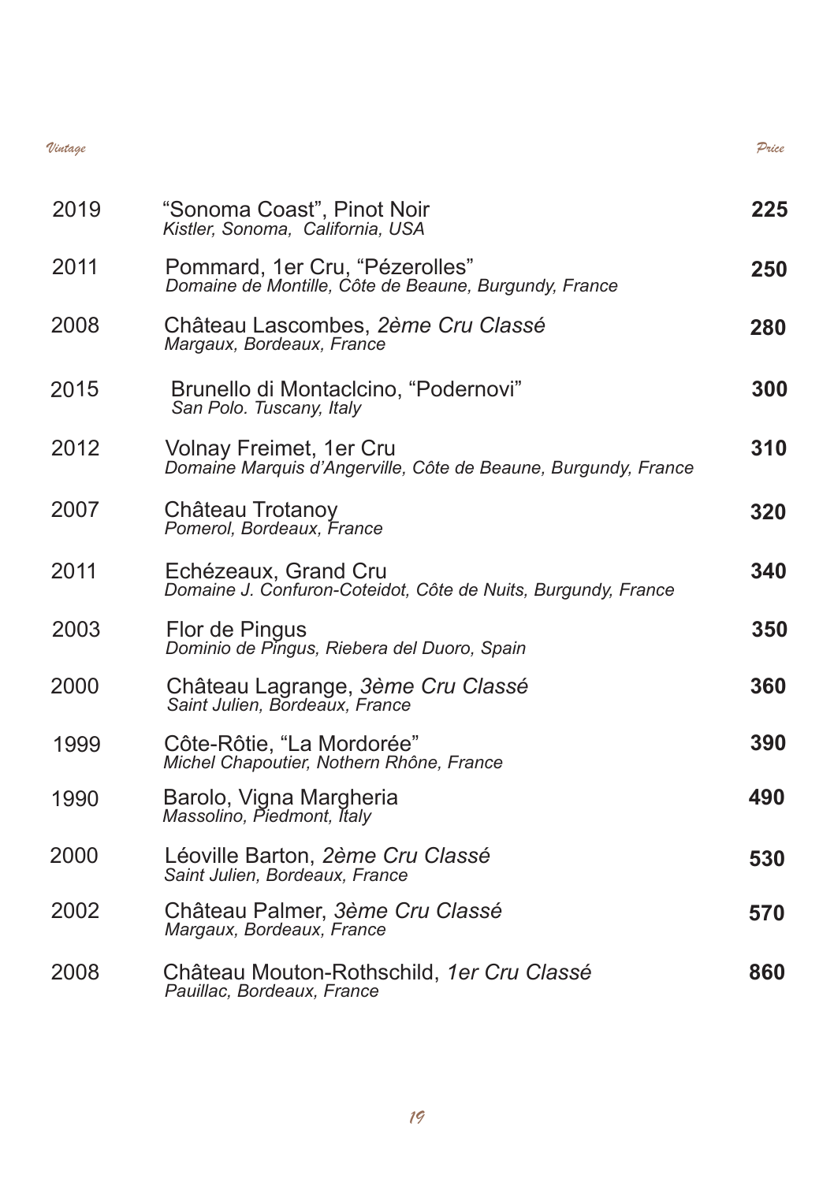| Vintage | | Price |
|---|---|---|
| 2019 | "Sonoma Coast", Pinot Noir<br>*Kistler, Sonoma, California, USA* | **225** |
| 2011 | Pommard, 1er Cru, "Pézerolles"<br>*Domaine de Montille, Côte de Beaune, Burgundy, France* | **250** |
| 2008 | Château Lascombes, *2ème Cru Classé*<br>*Margaux, Bordeaux, France* | **280** |
| 2015 | Brunello di Montaclcino, "Podernovi"<br>*San Polo. Tuscany, Italy* | **300** |
| 2012 | Volnay Freimet, 1er Cru<br>*Domaine Marquis d'Angerville, Côte de Beaune, Burgundy, France* | **310** |
| 2007 | Château Trotanoy<br>*Pomerol, Bordeaux, France* | **320** |
| 2011 | Echézeaux, Grand Cru<br>*Domaine J. Confuron-Coteidot, Côte de Nuits, Burgundy, France* | **340** |
| 2003 | Flor de Pingus<br>*Dominio de Pingus, Riebera del Duoro, Spain* | **350** |
| 2000 | Château Lagrange, *3ème Cru Classé*<br>*Saint Julien, Bordeaux, France* | **360** |
| 1999 | Côte-Rôtie, "La Mordorée"<br>*Michel Chapoutier, Nothern Rhône, France* | **390** |
| 1990 | Barolo, Vigna Margheria<br>*Massolino, Piedmont, Italy* | **490** |
| 2000 | Léoville Barton, *2ème Cru Classé*<br>*Saint Julien, Bordeaux, France* | **530** |
| 2002 | Château Palmer, *3ème Cru Classé*<br>*Margaux, Bordeaux, France* | **570** |
| 2008 | Château Mouton-Rothschild, *1er Cru Classé*<br>*Pauillac, Bordeaux, France* | **860** |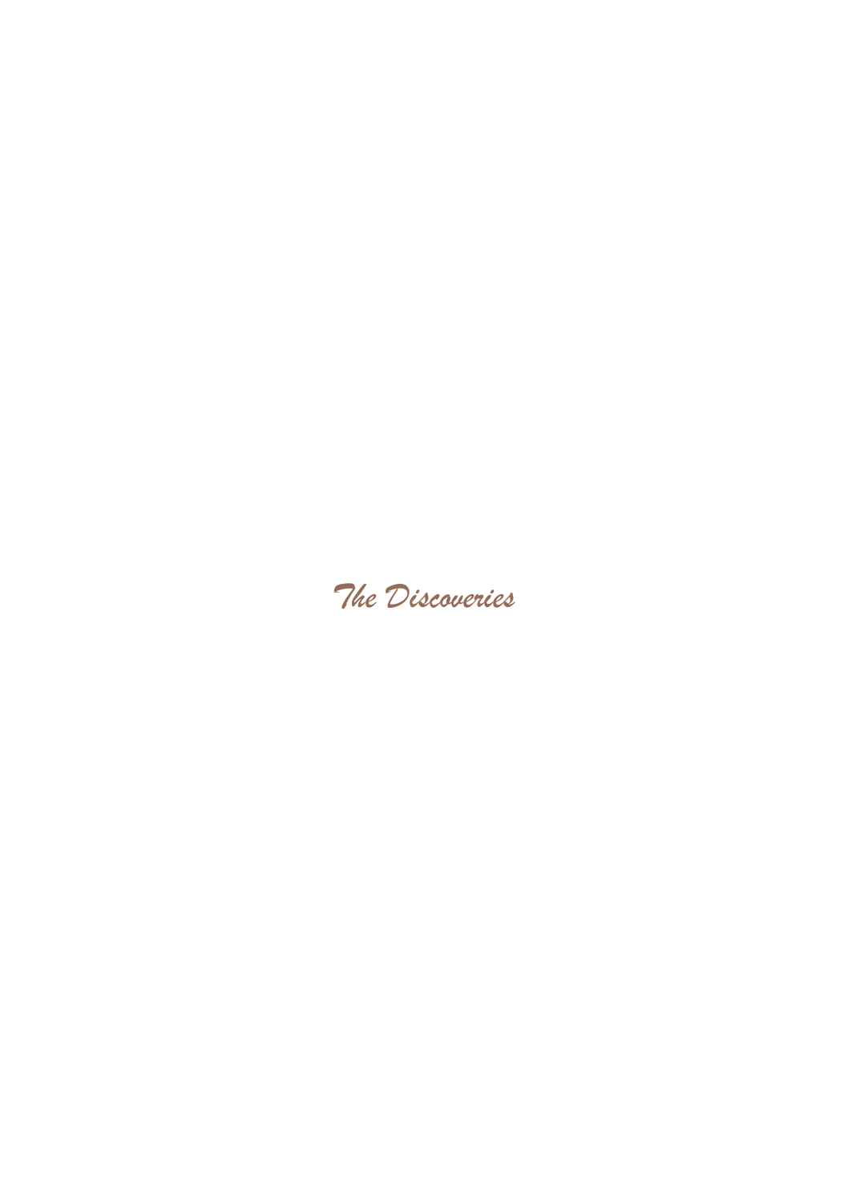# *The Discoveries*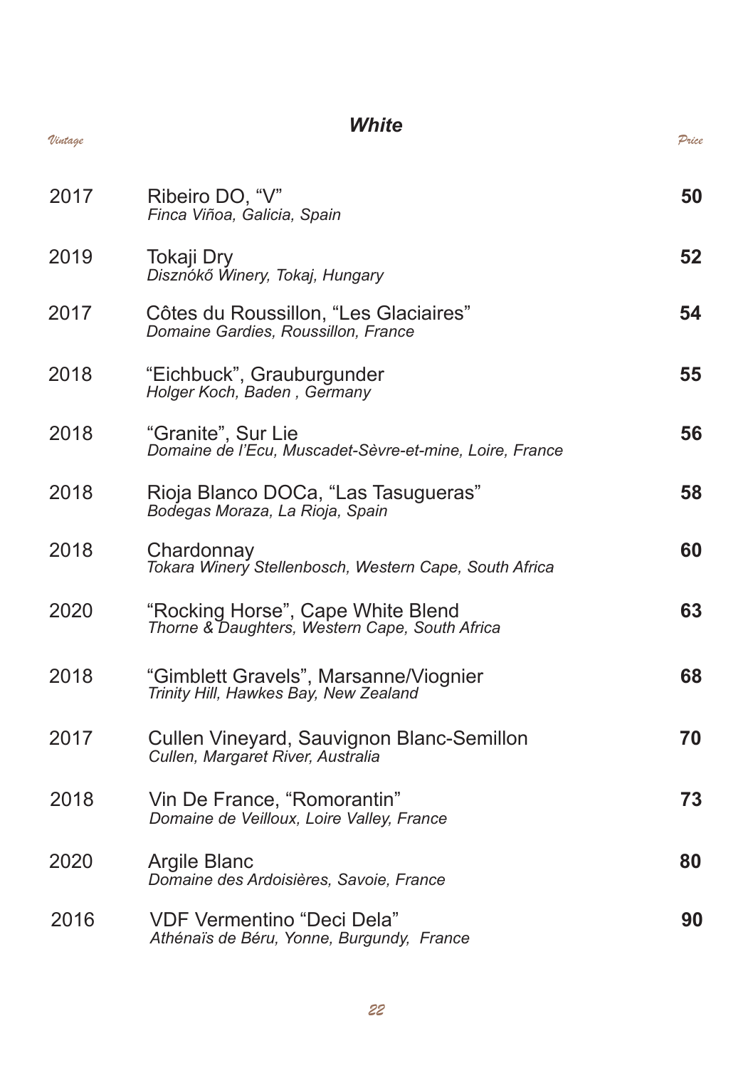## White

| Vintage | | Price |
|---|---|---|
| 2017 | Ribeiro DO, "V"<br>*Finca Viñoa, Galicia, Spain* | **50** |
| 2019 | Tokaji Dry<br>*Disznókő Winery, Tokaj, Hungary* | **52** |
| 2017 | Côtes du Roussillon, "Les Glaciaires"<br>*Domaine Gardies, Roussillon, France* | **54** |
| 2018 | "Eichbuck", Grauburgunder<br>*Holger Koch, Baden , Germany* | **55** |
| 2018 | "Granite", Sur Lie<br>*Domaine de l'Ecu, Muscadet-Sèvre-et-mine, Loire, France* | **56** |
| 2018 | Rioja Blanco DOCa, "Las Tasugueras"<br>*Bodegas Moraza, La Rioja, Spain* | **58** |
| 2018 | Chardonnay<br>*Tokara Winery Stellenbosch, Western Cape, South Africa* | **60** |
| 2020 | "Rocking Horse", Cape White Blend<br>*Thorne & Daughters, Western Cape, South Africa* | **63** |
| 2018 | "Gimblett Gravels", Marsanne/Viognier<br>*Trinity Hill, Hawkes Bay, New Zealand* | **68** |
| 2017 | Cullen Vineyard, Sauvignon Blanc-Semillon<br>*Cullen, Margaret River, Australia* | **70** |
| 2018 | Vin De France, "Romorantin"<br>*Domaine de Veilloux, Loire Valley, France* | **73** |
| 2020 | Argile Blanc<br>*Domaine des Ardoisières, Savoie, France* | **80** |
| 2016 | VDF Vermentino "Deci Dela"<br>*Athénaïs de Béru, Yonne, Burgundy, France* | **90** |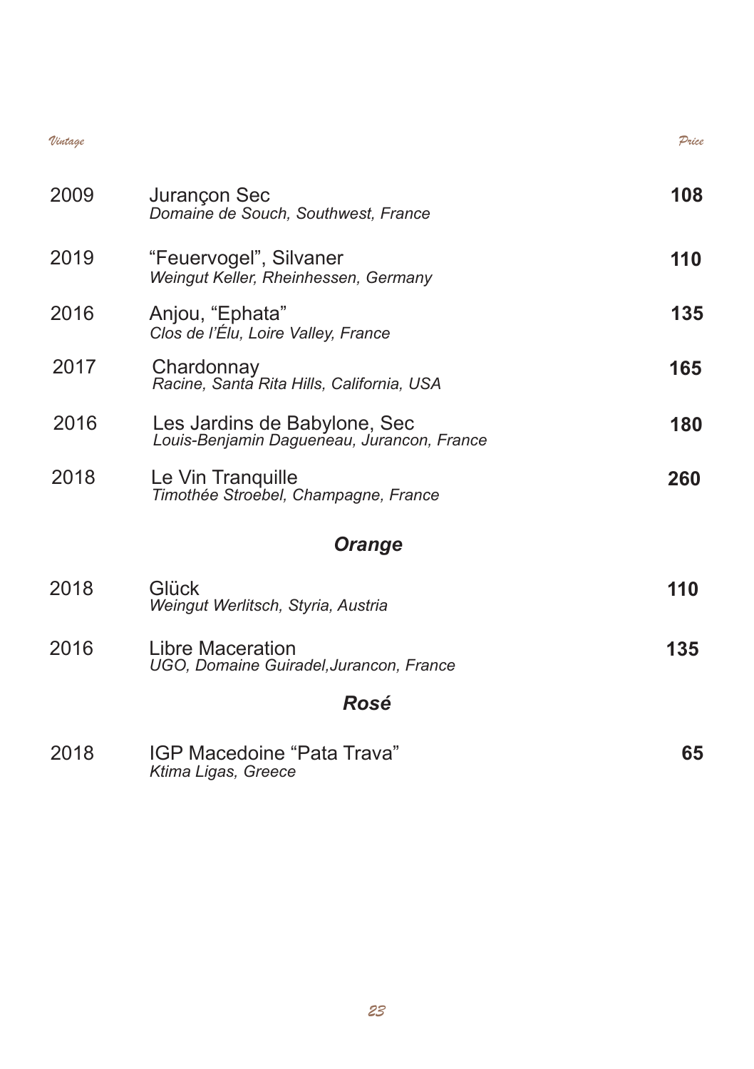| Vintage | | Price |
|---|---|---|
| 2009 | Jurançon Sec<br>*Domaine de Souch, Southwest, France* | **108** |
| 2019 | "Feuervogel", Silvaner<br>*Weingut Keller, Rheinhessen, Germany* | **110** |
| 2016 | Anjou, "Ephata"<br>*Clos de l'Élu, Loire Valley, France* | **135** |
| 2017 | Chardonnay<br>*Racine, Santa Rita Hills, California, USA* | **165** |
| 2016 | Les Jardins de Babylone, Sec<br>*Louis-Benjamin Dagueneau, Jurancon, France* | **180** |
| 2018 | Le Vin Tranquille<br>*Timothée Stroebel, Champagne, France* | **260** |

### *Orange*

| Vintage | | Price |
|---|---|---|
| 2018 | Glück<br>*Weingut Werlitsch, Styria, Austria* | **110** |
| 2016 | Libre Maceration<br>*UGO, Domaine Guiradel,Jurancon, France* | **135** |

### *Rosé*

| Vintage | | Price |
|---|---|---|
| 2018 | IGP Macedoine "Pata Trava"<br>*Ktima Ligas, Greece* | **65** |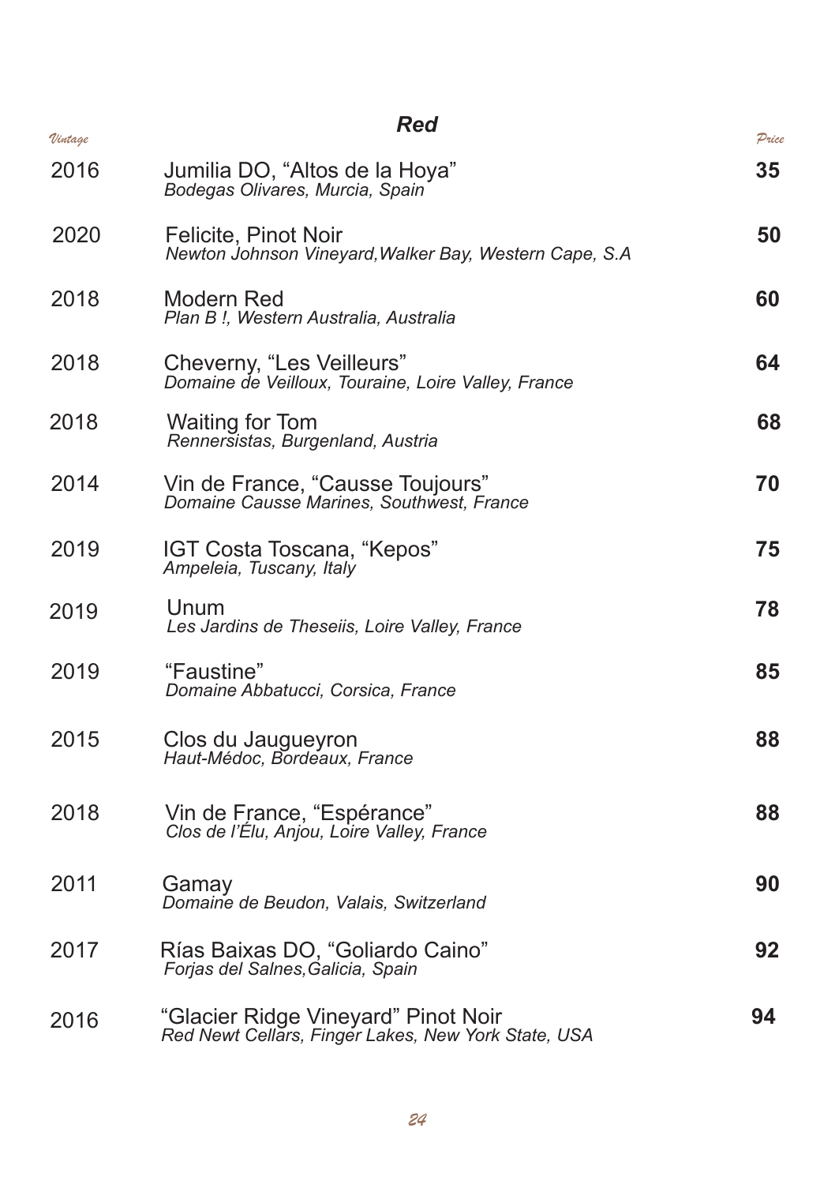## Red

| Vintage | | Price |
|---|---|---|
| 2016 | Jumilia DO, "Altos de la Hoya"<br>*Bodegas Olivares, Murcia, Spain* | **35** |
| 2020 | Felicite, Pinot Noir<br>*Newton Johnson Vineyard,Walker Bay, Western Cape, S.A* | **50** |
| 2018 | Modern Red<br>*Plan B !, Western Australia, Australia* | **60** |
| 2018 | Cheverny, "Les Veilleurs"<br>*Domaine de Veilloux, Touraine, Loire Valley, France* | **64** |
| 2018 | Waiting for Tom<br>*Rennersistas, Burgenland, Austria* | **68** |
| 2014 | Vin de France, "Causse Toujours"<br>*Domaine Causse Marines, Southwest, France* | **70** |
| 2019 | IGT Costa Toscana, "Kepos"<br>*Ampeleia, Tuscany, Italy* | **75** |
| 2019 | Unum<br>*Les Jardins de Theseiis, Loire Valley, France* | **78** |
| 2019 | "Faustine"<br>*Domaine Abbatucci, Corsica, France* | **85** |
| 2015 | Clos du Jaugueyron<br>*Haut-Médoc, Bordeaux, France* | **88** |
| 2018 | Vin de France, "Espérance"<br>*Clos de l'Élu, Anjou, Loire Valley, France* | **88** |
| 2011 | Gamay<br>*Domaine de Beudon, Valais, Switzerland* | **90** |
| 2017 | Rías Baixas DO, "Goliardo Caino"<br>*Forjas del Salnes,Galicia, Spain* | **92** |
| 2016 | "Glacier Ridge Vineyard" Pinot Noir<br>*Red Newt Cellars, Finger Lakes, New York State, USA* | **94** |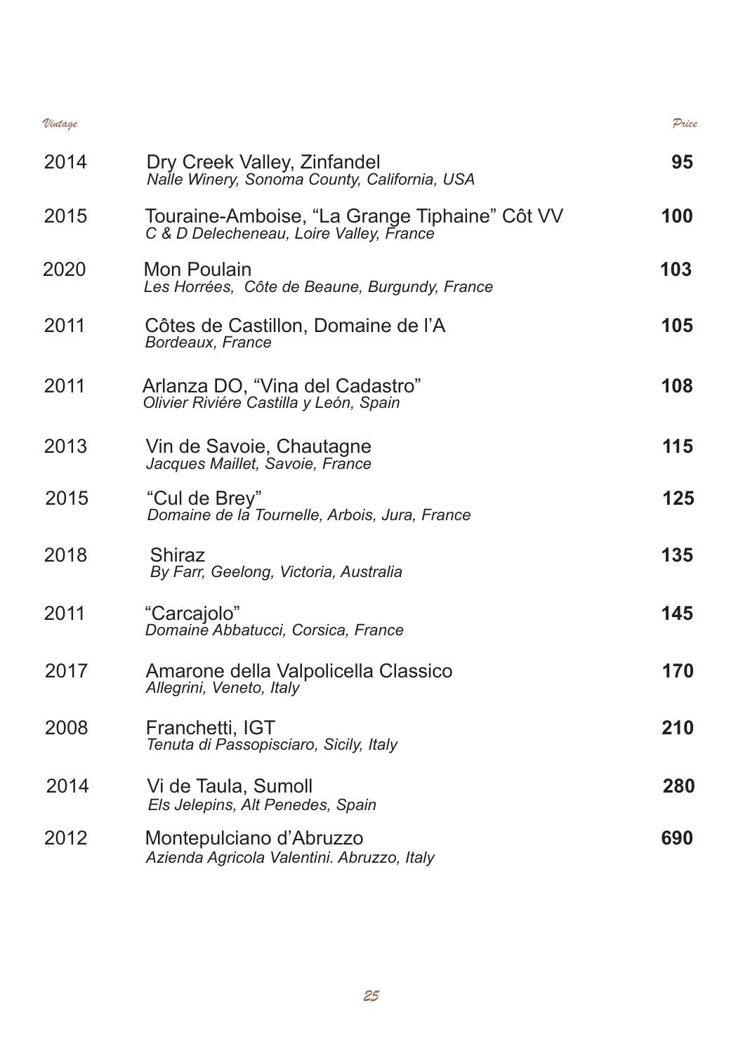| Vintage | | Price |
|---|---|---|
| 2014 | Dry Creek Valley, Zinfandel<br>*Nalle Winery, Sonoma County, California, USA* | **95** |
| 2015 | Touraine-Amboise, "La Grange Tiphaine" Côt VV<br>*C & D Delecheneau, Loire Valley, France* | **100** |
| 2020 | Mon Poulain<br>*Les Horrées, Côte de Beaune, Burgundy, France* | **103** |
| 2011 | Côtes de Castillon, Domaine de l'A<br>*Bordeaux, France* | **105** |
| 2011 | Arlanza DO, "Vina del Cadastro"<br>*Olivier Riviére Castilla y León, Spain* | **108** |
| 2013 | Vin de Savoie, Chautagne<br>*Jacques Maillet, Savoie, France* | **115** |
| 2015 | "Cul de Brey"<br>*Domaine de la Tournelle, Arbois, Jura, France* | **125** |
| 2018 | Shiraz<br>*By Farr, Geelong, Victoria, Australia* | **135** |
| 2011 | "Carcajolo"<br>*Domaine Abbatucci, Corsica, France* | **145** |
| 2017 | Amarone della Valpolicella Classico<br>*Allegrini, Veneto, Italy* | **170** |
| 2008 | Franchetti, IGT<br>*Tenuta di Passopisciaro, Sicily, Italy* | **210** |
| 2014 | Vi de Taula, Sumoll<br>*Els Jelepins, Alt Penedes, Spain* | **280** |
| 2012 | Montepulciano d'Abruzzo<br>*Azienda Agricola Valentini. Abruzzo, Italy* | **690** |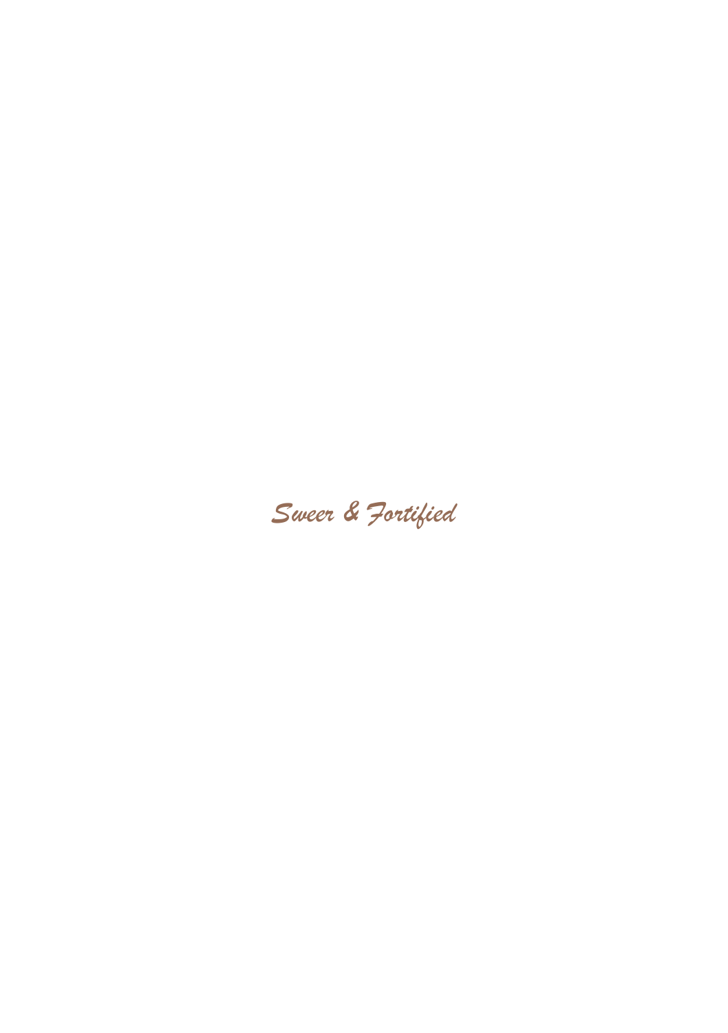# *Sweer & Fortified*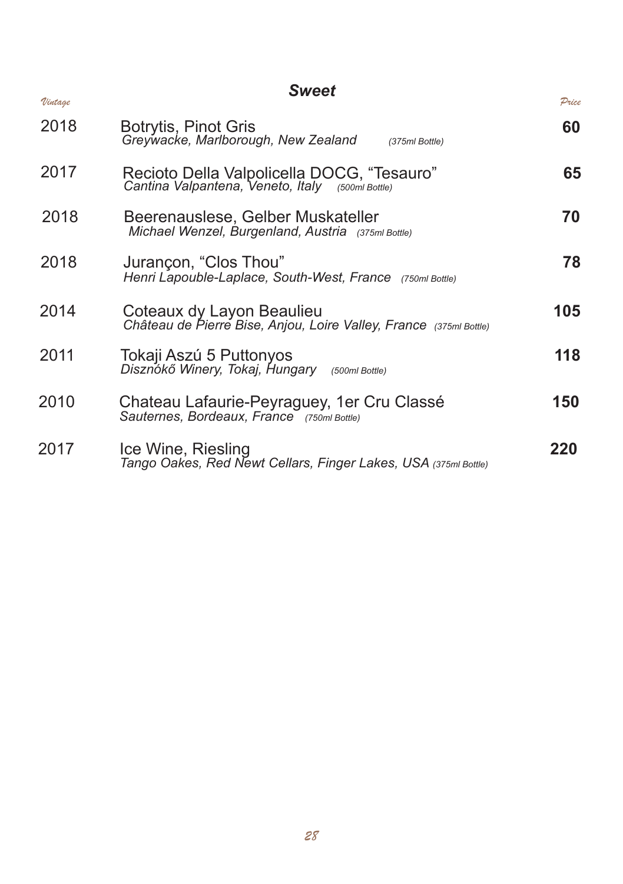## *Sweet*

| *Vintage* | | *Price* |
|---|---|---|
| 2018 | Botrytis, Pinot Gris<br>*Greywacke, Marlborough, New Zealand* *(375ml Bottle)* | **60** |
| 2017 | Recioto Della Valpolicella DOCG, "Tesauro"<br>*Cantina Valpantena, Veneto, Italy* *(500ml Bottle)* | **65** |
| 2018 | Beerenauslese, Gelber Muskateller<br>*Michael Wenzel, Burgenland, Austria* *(375ml Bottle)* | **70** |
| 2018 | Jurançon, "Clos Thou"<br>*Henri Lapouble-Laplace, South-West, France* *(750ml Bottle)* | **78** |
| 2014 | Coteaux dy Layon Beaulieu<br>*Château de Pierre Bise, Anjou, Loire Valley, France* *(375ml Bottle)* | **105** |
| 2011 | Tokaji Aszú 5 Puttonyos<br>*Disznókő Winery, Tokaj, Hungary* *(500ml Bottle)* | **118** |
| 2010 | Chateau Lafaurie-Peyraguey, 1er Cru Classé<br>*Sauternes, Bordeaux, France* *(750ml Bottle)* | **150** |
| 2017 | Ice Wine, Riesling<br>*Tango Oakes, Red Newt Cellars, Finger Lakes, USA* *(375ml Bottle)* | **220** |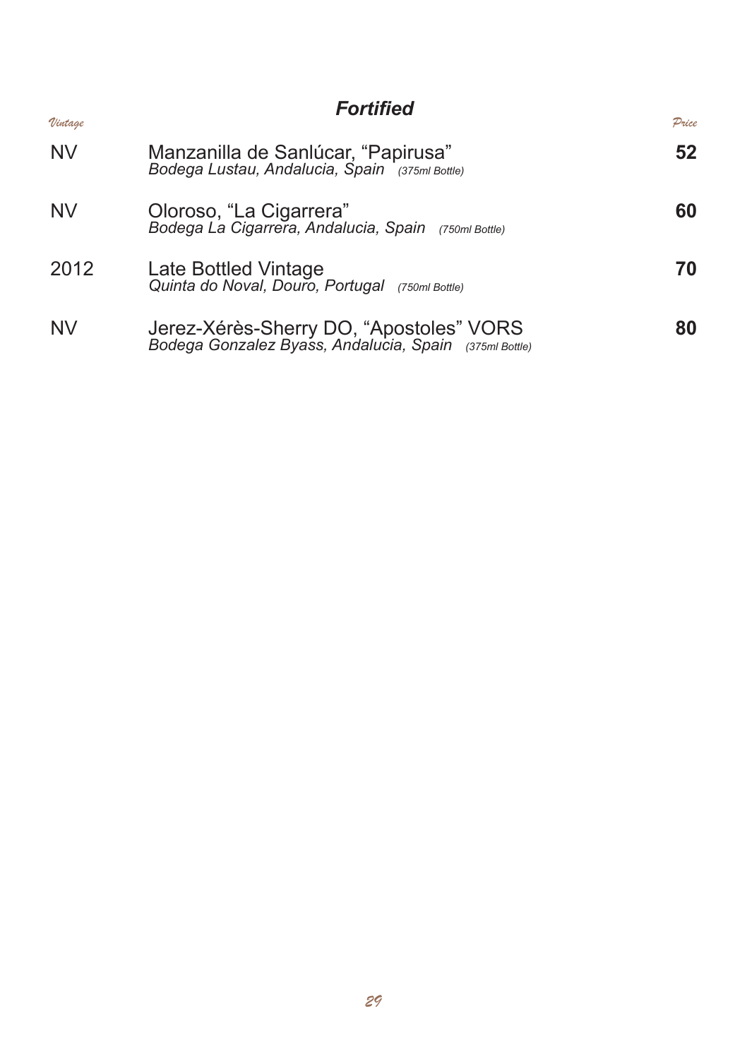## *Fortified*

| *Vintage* | | *Price* |
| --- | --- | --- |
| NV | Manzanilla de Sanlúcar, "Papirusa"<br>*Bodega Lustau, Andalucia, Spain (375ml Bottle)* | **52** |
| NV | Oloroso, "La Cigarrera"<br>*Bodega La Cigarrera, Andalucia, Spain (750ml Bottle)* | **60** |
| 2012 | Late Bottled Vintage<br>*Quinta do Noval, Douro, Portugal (750ml Bottle)* | **70** |
| NV | Jerez-Xérès-Sherry DO, "Apostoles" VORS<br>*Bodega Gonzalez Byass, Andalucia, Spain (375ml Bottle)* | **80** |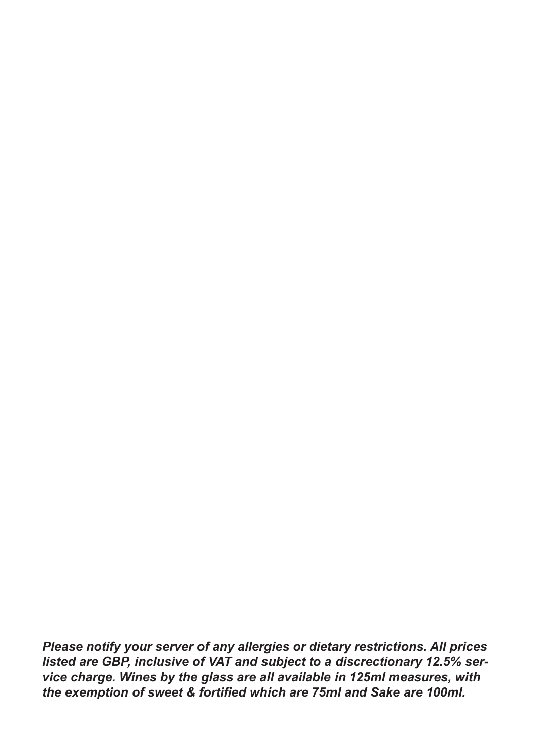***Please notify your server of any allergies or dietary restrictions. All prices listed are GBP, inclusive of VAT and subject to a discrectionary 12.5% service charge. Wines by the glass are all available in 125ml measures, with the exemption of sweet & fortified which are 75ml and Sake are 100ml.***